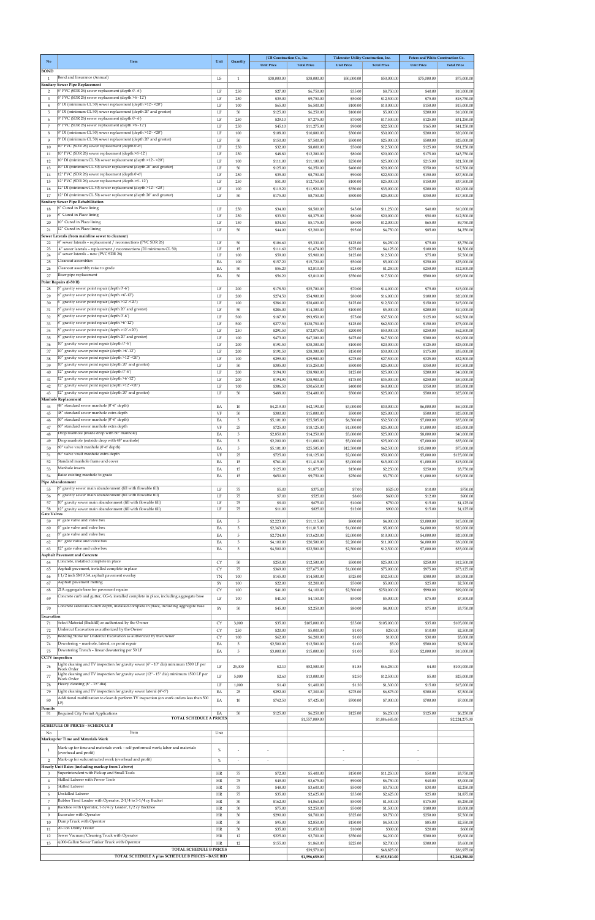| No | Item | Unit | Quantity | JCB Construction Co., Inc. | | Tidewater Utility Construction, Inc. | | Peters and White Construction Co. | |
|---|---|---|---|---|---|---|---|---|---|
| | | | | Unit Price | Total Price | Unit Price | Total Price | Unit Price | Total Price |
| **BOND** | | | | | | | | | |
| 1 | Bond and Insurance (Annual) | LS | 1 | $38,000.00 | $38,000.00 | $50,000.00 | $50,000.00 | $75,000.00 | $75,000.00 |
| **Sanitary Sewer Pipe Replacement** | | | | | | | | | |
| 2 | 6" PVC (SDR 26) sewer replacement (depth 0'-6') | LF | 250 | $27.00 | $6,750.00 | $35.00 | $8,750.00 | $40.00 | $10,000.00 |
| 3 | 6" PVC (SDR 26) sewer replacement (depth >6'-12') | LF | 250 | $39.00 | $9,750.00 | $50.00 | $12,500.00 | $75.00 | $18,750.00 |
| 4 | 6" DI (minimum CL 50) sewer replacement (depth >12'- <20') | LF | 100 | $65.00 | $6,500.00 | $100.00 | $10,000.00 | $150.00 | $15,000.00 |
| 5 | 6" DI (minimum CL 50) sewer replacement (depth 20' and greater) | LF | 50 | $125.00 | $6,250.00 | $100.00 | $5,000.00 | $200.00 | $10,000.00 |
| 6 | 8" PVC (SDR 26) sewer replacement (depth 0'- 6') | LF | 250 | $29.10 | $7,275.00 | $70.00 | $17,500.00 | $125.00 | $31,250.00 |
| 7 | 8" PVC (SDR 26) sewer replacement (depth >6'- 12') | LF | 250 | $45.10 | $11,275.00 | $90.00 | $22,500.00 | $165.00 | $41,250.00 |
| 8 | 8" DI (minimum CL 50) sewer replacement (depth >12'- <20') | LF | 100 | $108.00 | $10,800.00 | $300.00 | $30,000.00 | $200.00 | $20,000.00 |
| 9 | 8" DI (minimum CL 50) sewer replacement (depth 20' and greater) | LF | 50 | $150.00 | $7,500.00 | $500.00 | $25,000.00 | $500.00 | $25,000.00 |
| 10 | 10" PVC (SDR 26) sewer replacement (depth 0'-6') | LF | 250 | $32.00 | $8,000.00 | $50.00 | $12,500.00 | $125.00 | $31,250.00 |
| 11 | 10" PVC (SDR 26) sewer replacement (depth >6'-12') | LF | 250 | $48.80 | $12,200.00 | $80.00 | $20,000.00 | $175.00 | $43,750.00 |
| 12 | 10" DI (minimum CL 50) sewer replacement (depth >12'- <20') | LF | 100 | $111.00 | $11,100.00 | $250.00 | $25,000.00 | $215.00 | $21,500.00 |
| 13 | 10" DI (minimum CL 50) sewer replacement (depth 20' and greater) | LF | 50 | $125.00 | $6,250.00 | $400.00 | $20,000.00 | $350.00 | $17,500.00 |
| 14 | 12" PVC (SDR 26) sewer replacement (depth 0'-6') | LF | 250 | $35.00 | $8,750.00 | $90.00 | $22,500.00 | $150.00 | $37,500.00 |
| 15 | 12" PVC (SDR 26) sewer replacement (depth >6' - 12') | LF | 250 | $51.00 | $12,750.00 | $100.00 | $25,000.00 | $150.00 | $37,500.00 |
| 16 | 12" DI (minimum CL 50) sewer replacement (depth >12'- <20') | LF | 100 | $119.20 | $11,920.00 | $350.00 | $35,000.00 | $200.00 | $20,000.00 |
| 17 | 12" DI (minimum CL 50) sewer replacement (depth 20' and greater) | LF | 50 | $175.00 | $8,750.00 | $500.00 | $25,000.00 | $350.00 | $17,500.00 |
| **Sanitary Sewer Pipe Rehabilitation** | | | | | | | | | |
| 18 | 6" Cured in Place lining | LF | 250 | $34.00 | $8,500.00 | $45.00 | $11,250.00 | $40.00 | $10,000.00 |
| 19 | 8" Cured in Place lining | LF | 250 | $33.50 | $8,375.00 | $80.00 | $20,000.00 | $50.00 | $12,500.00 |
| 20 | 10" Cured in Place lining | LF | 150 | $34.50 | $5,175.00 | $80.00 | $12,000.00 | $65.00 | $9,750.00 |
| 21 | 12" Cured in Place lining | LF | 50 | $44.00 | $2,200.00 | $95.00 | $4,750.00 | $85.00 | $4,250.00 |
| **Sewer Laterals (from mainline sewer to cleanout)** | | | | | | | | | |
| 22 | 4" sewer laterals – replacement / reconnections (PVC SDR 26) | LF | 50 | $106.60 | $5,330.00 | $125.00 | $6,250.00 | $75.00 | $3,750.00 |
| 23 | 4" sewer laterals – replacement / reconnections (DI minimum CL 50) | LF | 15 | $111.60 | $1,674.00 | $275.00 | $4,125.00 | $100.00 | $1,500.00 |
| 24 | 4" sewer laterals – new (PVC SDR 26) | LF | 100 | $59.00 | $5,900.00 | $125.00 | $12,500.00 | $75.00 | $7,500.00 |
| 25 | Cleanout assemblies | EA | 100 | $157.20 | $15,720.00 | $50.00 | $5,000.00 | $250.00 | $25,000.00 |
| 26 | Cleanout assembly raise to grade | EA | 50 | $56.20 | $2,810.00 | $25.00 | $1,250.00 | $250.00 | $12,500.00 |
| 27 | Riser pipe replacement | EA | 50 | $56.20 | $2,810.00 | $350.00 | $17,500.00 | $500.00 | $25,000.00 |
| **Point Repairs (0-50 lf)** | | | | | | | | | |
| 28 | 6" gravity sewer point repair (depth 0'-6') | LF | 200 | $178.50 | $35,700.00 | $70.00 | $14,000.00 | $75.00 | $15,000.00 |
| 29 | 6" gravity sewer point repair (depth >6'-12') | LF | 200 | $274.50 | $54,900.00 | $80.00 | $16,000.00 | $100.00 | $20,000.00 |
| 30 | 6" gravity sewer point repair (depth >12'-<20') | LF | 100 | $286.00 | $28,600.00 | $125.00 | $12,500.00 | $150.00 | $15,000.00 |
| 31 | 6" gravity sewer point repair (depth 20' and greater) | LF | 50 | $286.00 | $14,300.00 | $100.00 | $5,000.00 | $200.00 | $10,000.00 |
| 32 | 8" gravity sewer point repair (depth 0'-6') | LF | 500 | $187.90 | $93,950.00 | $75.00 | $37,500.00 | $125.00 | $62,500.00 |
| 33 | 8" gravity sewer point repair (depth >6'-12') | LF | 500 | $277.50 | $138,750.00 | $125.00 | $62,500.00 | $150.00 | $75,000.00 |
| 34 | 8" gravity sewer point repair (depth >12'-<20') | LF | 250 | $291.50 | $72,875.00 | $200.00 | $50,000.00 | $250.00 | $62,500.00 |
| 35 | 8" gravity sewer point repair (depth 20' and greater) | LF | 100 | $473.00 | $47,300.00 | $475.00 | $47,500.00 | $300.00 | $30,000.00 |
| 36 | 10" gravity sewer point repair (depth 0'-6') | LF | 200 | $191.50 | $38,300.00 | $100.00 | $20,000.00 | $125.00 | $25,000.00 |
| 37 | 10" gravity sewer point repair (depth >6'-12') | LF | 200 | $191.50 | $38,300.00 | $150.00 | $30,000.00 | $175.00 | $35,000.00 |
| 38 | 10" gravity sewer point repair (depth >12'-<20') | LF | 100 | $299.00 | $29,900.00 | $275.00 | $27,500.00 | $325.00 | $32,500.00 |
| 39 | 10" gravity sewer point repair (depth 20' and greater) | LF | 50 | $305.00 | $15,250.00 | $500.00 | $25,000.00 | $350.00 | $17,500.00 |
| 40 | 12" gravity sewer point repair (depth 0'-6') | LF | 200 | $194.90 | $38,980.00 | $125.00 | $25,000.00 | $200.00 | $40,000.00 |
| 41 | 12" gravity sewer point repair (depth >6'-12') | LF | 200 | $194.90 | $38,980.00 | $175.00 | $35,000.00 | $250.00 | $50,000.00 |
| 42 | 12" gravity sewer point repair (depth >12'-<20') | LF | 100 | $306.50 | $30,650.00 | $400.00 | $40,000.00 | $350.00 | $35,000.00 |
| 43 | 12" gravity sewer point repair (depth 20' and greater) | LF | 50 | $488.00 | $24,400.00 | $500.00 | $25,000.00 | $500.00 | $25,000.00 |
| **Manhole Replacement** | | | | | | | | | |
| 44 | 48" standard sewer manhole (0'-6' depth) | EA | 10 | $4,219.00 | $42,190.00 | $3,000.00 | $30,000.00 | $6,000.00 | $60,000.00 |
| 45 | 48" standard sewer manhole extra depth | VF | 50 | $300.00 | $15,000.00 | $500.00 | $25,000.00 | $500.00 | $25,000.00 |
| 46 | 60" standard sewer manhole (0'-6' depth) | EA | 5 | $5,101.00 | $25,505.00 | $6,500.00 | $32,500.00 | $7,000.00 | $35,000.00 |
| 47 | 60" standard sewer manhole extra depth | VF | 25 | $725.00 | $18,125.00 | $1,000.00 | $25,000.00 | $1,000.00 | $25,000.00 |
| 48 | Drop manhole (inside drop with 60" manhole) | EA | 5 | $2,850.00 | $14,250.00 | $5,000.00 | $25,000.00 | $8,000.00 | $40,000.00 |
| 49 | Drop manhole (outside drop with 48" manhole) | EA | 5 | $2,200.00 | $11,000.00 | $5,000.00 | $25,000.00 | $7,000.00 | $35,000.00 |
| 50 | 60" valve vault manhole (0'-6' depth) | EA | 5 | $5,101.00 | $25,505.00 | $12,500.00 | $62,500.00 | $15,000.00 | $75,000.00 |
| 51 | 60" valve vault manhole extra depth | VF | 25 | $725.00 | $18,125.00 | $2,000.00 | $50,000.00 | $5,000.00 | $125,000.00 |
| 52 | Standard manhole frame and cover | EA | 15 | $761.00 | $11,415.00 | $3,000.00 | $45,000.00 | $1,000.00 | $15,000.00 |
| 53 | Manhole inserts | EA | 15 | $125.00 | $1,875.00 | $150.00 | $2,250.00 | $250.00 | $3,750.00 |
| 54 | Raise existing manhole to grade | EA | 15 | $650.00 | $9,750.00 | $250.00 | $3,750.00 | $1,000.00 | $15,000.00 |
| **Pipe Abandonment** | | | | | | | | | |
| 55 | 6" gravity sewer main abandonment (fill with flowable fill) | LF | 75 | $5.00 | $375.00 | $7.00 | $525.00 | $10.00 | $750.00 |
| 56 | 8" gravity sewer main abandonment (fill with flowable fill) | LF | 75 | $7.00 | $525.00 | $8.00 | $600.00 | $12.00 | $900.00 |
| 57 | 10" gravity sewer main abandonment (fill with flowable fill) | LF | 75 | $9.00 | $675.00 | $10.00 | $750.00 | $15.00 | $1,125.00 |
| 58 | 12" gravity sewer main abandonment (fill with flowable fill) | LF | 75 | $11.00 | $825.00 | $12.00 | $900.00 | $15.00 | $1,125.00 |
| **Gate Valves** | | | | | | | | | |
| 59 | 4" gate valve and valve box | EA | 5 | $2,223.00 | $11,115.00 | $800.00 | $4,000.00 | $3,000.00 | $15,000.00 |
| 60 | 6" gate valve and valve box | EA | 5 | $2,363.00 | $11,815.00 | $1,000.00 | $5,000.00 | $4,000.00 | $20,000.00 |
| 61 | 8" gate valve and valve box | EA | 5 | $2,724.00 | $13,620.00 | $2,000.00 | $10,000.00 | $4,000.00 | $20,000.00 |
| 62 | 10" gate valve and valve box | EA | 5 | $4,100.00 | $20,500.00 | $2,200.00 | $11,000.00 | $6,000.00 | $30,000.00 |
| 63 | 12" gate valve and valve box | EA | 5 | $4,500.00 | $22,500.00 | $2,500.00 | $12,500.00 | $7,000.00 | $35,000.00 |
| **Asphalt Pavement and Concrete** | | | | | | | | | |
| 64 | Concrete, installed complete in place | CY | 50 | $250.00 | $12,500.00 | $500.00 | $25,000.00 | $250.00 | $12,500.00 |
| 65 | Asphalt pavement, installed complete in place | CY | 75 | $369.00 | $27,675.00 | $1,000.00 | $75,000.00 | $975.00 | $73,125.00 |
| 66 | 1 1/2 inch SM 9.5A asphalt pavement overlay | TN | 100 | $145.00 | $14,500.00 | $325.00 | $32,500.00 | $300.00 | $30,000.00 |
| 67 | Asphalt pavement milling | SY | 100 | $22.00 | $2,200.00 | $50.00 | $5,000.00 | $25.00 | $2,500.00 |
| 68 | 21A aggregate base for pavement repairs | CY | 100 | $41.00 | $4,100.00 | $2,500.00 | $250,000.00 | $990.00 | $99,000.00 |
| 69 | Concrete curb and gutter, CG-6, installed complete in place, including aggregate base | LF | 100 | $41.50 | $4,150.00 | $50.00 | $5,000.00 | $75.00 | $7,500.00 |
| 70 | Concrete sidewalk 6-inch depth, installed complete in place, including aggregate base | SY | 50 | $45.00 | $2,250.00 | $80.00 | $4,000.00 | $75.00 | $3,750.00 |
| **Excavation** | | | | | | | | | |
| 71 | Select Material (Backfill) as authorized by the Owner | CY | 3,000 | $35.00 | $105,000.00 | $35.00 | $105,000.00 | $35.00 | $105,000.00 |
| 72 | Undercut Excavation as authorized by the Owner | CY | 250 | $20.00 | $5,000.00 | $1.00 | $250.00 | $10.00 | $2,500.00 |
| 73 | Bedding Stone for Undercut Excavation as authorized by the Owner | CY | 100 | $62.00 | $6,200.00 | $1.00 | $100.00 | $30.00 | $3,000.00 |
| 74 | Dewatering – manhole, lateral, or point repair | EA | 5 | $2,500.00 | $12,500.00 | $1.00 | $5.00 | $500.00 | $2,500.00 |
| 75 | Dewatering Trench – linear dewatering per 50 LF | EA | 5 | $3,000.00 | $15,000.00 | $1.00 | $5.00 | $2,000.00 | $10,000.00 |
| **CCTV inspection** | | | | | | | | | |
| 76 | Light cleaning and TV inspection for gravity sewer (6" - 10" dia) minimum 1500 LF per Work Order | LF | 25,000 | $2.10 | $52,500.00 | $1.85 | $46,250.00 | $4.00 | $100,000.00 |
| 77 | Light cleaning and TV inspection for gravity sewer (12" - 15" dia) minimum 1500 LF per Work Order | LF | 5,000 | $2.60 | $13,000.00 | $2.50 | $12,500.00 | $5.00 | $25,000.00 |
| 78 | Heavy cleaning (6" - 15" dia) | LF | 1,000 | $1.40 | $1,400.00 | $1.30 | $1,300.00 | $15.00 | $15,000.00 |
| 79 | Light cleaning and TV inspection for gravity sewer lateral (4"-6") | EA | 25 | $292.00 | $7,300.00 | $275.00 | $6,875.00 | $300.00 | $7,500.00 |
| 80 | Additional mobilization to clean & perform TV inspection (on work orders less than 500 LF) | EA | 10 | $742.50 | $7,425.00 | $700.00 | $7,000.00 | $700.00 | $7,000.00 |
| **Permits** | | | | | | | | | |
| 81 | Required City Permit Applications | EA | 50 | $125.00 | $6,250.00 | $125.00 | $6,250.00 | $125.00 | $6,250.00 |
| | **TOTAL SCHEDULE A PRICES** | | | | $1,557,089.00 | | $1,886,685.00 | | $2,224,275.00 |
| **SCHEDULE OF PRICES - SCHEDULE B** | | | | | | | | | |
| No | Item | Unit | | | | | | | |
| **Markup for Time and Materials Work** | | | | | | | | | |
| 1 | Mark-up for time and materials work - self performed work; labor and materials (overhead and profit) | % | - | - | | - | | - | |
| 2 | Mark-up for subcontracted work (overhead and profit) | % | - | - | | - | | - | |
| **Hourly Unit Rates (including markup from 1 above)** | | | | | | | | | |
| 3 | Superintendent with Pickup and Small Tools | HR | 75 | $72.00 | $5,400.00 | $150.00 | $11,250.00 | $50.00 | $3,750.00 |
| 4 | Skilled Laborer with Power Tools | HR | 75 | $49.00 | $3,675.00 | $90.00 | $6,750.00 | $40.00 | $3,000.00 |
| 5 | Skilled Laborer | HR | 75 | $48.00 | $3,600.00 | $50.00 | $3,750.00 | $30.00 | $2,250.00 |
| 6 | Unskilled Laborer | HR | 75 | $35.00 | $2,625.00 | $35.00 | $2,625.00 | $25.00 | $1,875.00 |
| 7 | Rubber Tired Loader with Operator, 2-1/4 to 3-1/4 cy Bucket | HR | 30 | $162.00 | $4,860.00 | $50.00 | $1,500.00 | $175.00 | $5,250.00 |
| 8 | Backhoe with Operator, 1-3/4 cy Loader, 1/2 cy Backhoe | HR | 30 | $75.00 | $2,250.00 | $50.00 | $1,500.00 | $100.00 | $3,000.00 |
| 9 | Excavator with Operator | HR | 30 | $290.00 | $8,700.00 | $325.00 | $9,750.00 | $250.00 | $7,500.00 |
| 10 | Dump Truck with Operator | HR | 30 | $95.00 | $2,850.00 | $150.00 | $4,500.00 | $85.00 | $2,550.00 |
| 11 | 20-Ton Utility Trailer | HR | 30 | $35.00 | $1,050.00 | $10.00 | $300.00 | $20.00 | $600.00 |
| 12 | Sewer Vacuum/Cleaning Truck with Operator | HR | 12 | $225.00 | $2,700.00 | $350.00 | $4,200.00 | $300.00 | $3,600.00 |
| 13 | 4,000-Gallon Sewer Tanker Truck with Operator | HR | 12 | $155.00 | $1,860.00 | $225.00 | $2,700.00 | $300.00 | $3,600.00 |
| | **TOTAL SCHEDULE B PRICES** | | | | $39,570.00 | | $48,825.00 | | $36,975.00 |
| | **TOTAL SCHEDULE A plus SCHEDULE B PRICES - BASE BID** | | | | $1,596,659.00 | | $1,935,510.00 | | $2,261,250.00 |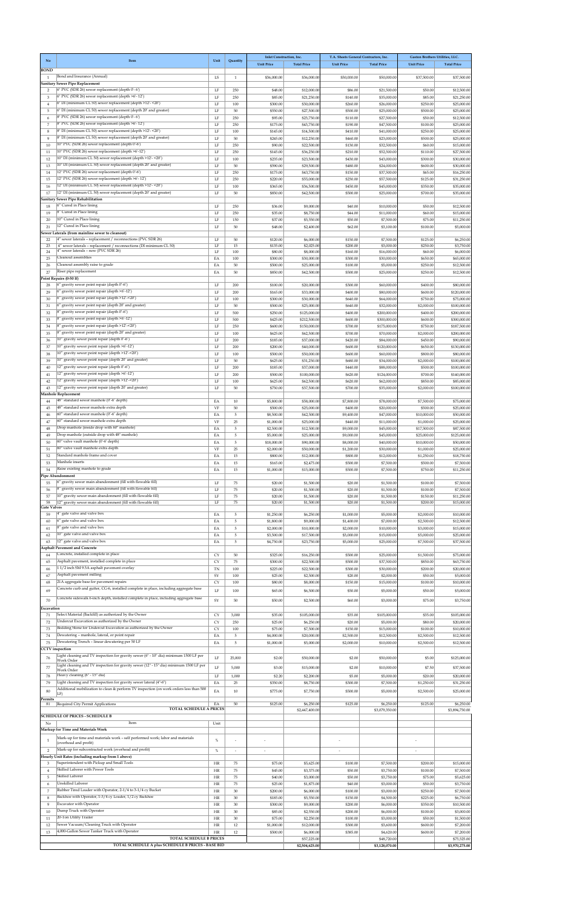| No | Item | Unit | Quantity | Inlet Construction, Inc. | | T.A. Sheets General Contractors, Inc. | | Gaston Brothers Utilities, LLC. | |
|---|---|---|---|---|---|---|---|---|---|
| | | | | Unit Price | Total Price | Unit Price | Total Price | Unit Price | Total Price |
| **BOND** | | | | | | | | | |
| 1 | Bond and Insurance (Annual) | LS | 1 | $36,000.00 | $36,000.00 | $50,000.00 | $50,000.00 | $37,500.00 | $37,500.00 |
| **Sanitary Sewer Pipe Replacement** | | | | | | | | | |
| 2 | 6" PVC (SDR 26) sewer replacement (depth 0'-6') | LF | 250 | $48.00 | $12,000.00 | $86.00 | $21,500.00 | $50.00 | $12,500.00 |
| 3 | 6" PVC (SDR 26) sewer replacement (depth >6'-12') | LF | 250 | $85.00 | $21,250.00 | $140.00 | $35,000.00 | $85.00 | $21,250.00 |
| 4 | 6" DI (minimum CL 50) sewer replacement (depth >12'- <20') | LF | 100 | $300.00 | $30,000.00 | $260.00 | $26,000.00 | $250.00 | $25,000.00 |
| 5 | 6" DI (minimum CL 50) sewer replacement (depth 20' and greater) | LF | 50 | $550.00 | $27,500.00 | $500.00 | $25,000.00 | $500.00 | $25,000.00 |
| 6 | 8" PVC (SDR 26) sewer replacement (depth 0'-6') | LF | 250 | $95.00 | $23,750.00 | $110.00 | $27,500.00 | $50.00 | $12,500.00 |
| 7 | 8" PVC (SDR 26) sewer replacement (depth >6'-12') | LF | 250 | $175.00 | $43,750.00 | $190.00 | $47,500.00 | $100.00 | $25,000.00 |
| 8 | 8" DI (minimum CL 50) sewer replacement (depth >12'- <20') | LF | 100 | $145.00 | $14,500.00 | $410.00 | $41,000.00 | $250.00 | $25,000.00 |
| 9 | 8" DI (minimum CL 50) sewer replacement (depth 20' and greater) | LF | 50 | $245.00 | $12,250.00 | $460.00 | $23,000.00 | $500.00 | $25,000.00 |
| 10 | 10" PVC (SDR 26) sewer replacement (depth 0'-6') | LF | 250 | $90.00 | $22,500.00 | $130.00 | $32,500.00 | $60.00 | $15,000.00 |
| 11 | 10" PVC (SDR 26) sewer replacement (depth >6'-12') | LF | 250 | $145.00 | $36,250.00 | $210.00 | $52,500.00 | $110.00 | $27,500.00 |
| 12 | 10" DI (minimum CL 50) sewer replacement (depth >12'- <20') | LF | 100 | $235.00 | $23,500.00 | $430.00 | $43,000.00 | $300.00 | $30,000.00 |
| 13 | 10" DI (minimum CL 50) sewer replacement (depth 20' and greater) | LF | 50 | $590.00 | $29,500.00 | $480.00 | $24,000.00 | $600.00 | $30,000.00 |
| 14 | 12" PVC (SDR 26) sewer replacement (depth 0'-6') | LF | 250 | $175.00 | $43,750.00 | $150.00 | $37,500.00 | $65.00 | $16,250.00 |
| 15 | 12" PVC (SDR 26) sewer replacement (depth >6' - 12') | LF | 250 | $220.00 | $55,000.00 | $230.00 | $57,500.00 | $125.00 | $31,250.00 |
| 16 | 12" DI (minimum CL 50) sewer replacement (depth >12'- <20') | LF | 100 | $365.00 | $36,500.00 | $450.00 | $45,000.00 | $350.00 | $35,000.00 |
| 17 | 12" DI (minimum CL 50) sewer replacement (depth 20' and greater) | LF | 50 | $850.00 | $42,500.00 | $500.00 | $25,000.00 | $700.00 | $35,000.00 |
| **Sanitary Sewer Pipe Rehabilitation** | | | | | | | | | |
| 18 | 6" Cured in Place lining | LF | 250 | $36.00 | $9,000.00 | $40.00 | $10,000.00 | $50.00 | $12,500.00 |
| 19 | 8" Cured in Place lining | LF | 250 | $35.00 | $8,750.00 | $44.00 | $11,000.00 | $60.00 | $15,000.00 |
| 20 | 10" Cured in Place lining | LF | 150 | $37.00 | $5,550.00 | $50.00 | $7,500.00 | $75.00 | $11,250.00 |
| 21 | 12" Cured in Place lining | LF | 50 | $48.00 | $2,400.00 | $62.00 | $3,100.00 | $100.00 | $5,000.00 |
| **Sewer Laterals (from mainline sewer to cleanout)** | | | | | | | | | |
| 22 | 4" sewer laterals – replacement / reconnections (PVC SDR 26) | LF | 50 | $120.00 | $6,000.00 | $150.00 | $7,500.00 | $125.00 | $6,250.00 |
| 23 | 4" sewer laterals – replacement / reconnections (DI minimum CL 50) | LF | 15 | $135.00 | $2,025.00 | $200.00 | $3,000.00 | $250.00 | $3,750.00 |
| 24 | 4" sewer laterals – new (PVC SDR 26) | LF | 100 | $80.00 | $8,000.00 | $160.00 | $16,000.00 | $60.00 | $6,000.00 |
| 25 | Cleanout assemblies | EA | 100 | $300.00 | $30,000.00 | $300.00 | $30,000.00 | $650.00 | $65,000.00 |
| 26 | Cleanout assembly raise to grade | EA | 50 | $500.00 | $25,000.00 | $100.00 | $5,000.00 | $250.00 | $12,500.00 |
| 27 | Riser pipe replacement | EA | 50 | $850.00 | $42,500.00 | $500.00 | $25,000.00 | $250.00 | $12,500.00 |
| **Point Repairs (0-50 ft)** | | | | | | | | | |
| 28 | 6" gravity sewer point repair (depth 0'-6') | LF | 200 | $100.00 | $20,000.00 | $300.00 | $60,000.00 | $400.00 | $80,000.00 |
| 29 | 6" gravity sewer point repair (depth >6'-12') | LF | 200 | $165.00 | $33,000.00 | $400.00 | $80,000.00 | $600.00 | $120,000.00 |
| 30 | 6" gravity sewer point repair (depth >12'-<20') | LF | 100 | $300.00 | $30,000.00 | $640.00 | $64,000.00 | $750.00 | $75,000.00 |
| 31 | 6" gravity sewer point repair (depth 20' and greater) | LF | 50 | $500.00 | $25,000.00 | $640.00 | $32,000.00 | $2,000.00 | $100,000.00 |
| 32 | 8" gravity sewer point repair (depth 0'-6') | LF | 500 | $250.00 | $125,000.00 | $400.00 | $200,000.00 | $400.00 | $200,000.00 |
| 33 | 8" gravity sewer point repair (depth >6'-12') | LF | 500 | $425.00 | $212,500.00 | $600.00 | $300,000.00 | $600.00 | $300,000.00 |
| 34 | 8" gravity sewer point repair (depth >12'-<20') | LF | 250 | $600.00 | $150,000.00 | $700.00 | $175,000.00 | $750.00 | $187,500.00 |
| 35 | 8" gravity sewer point repair (depth 20' and greater) | LF | 100 | $625.00 | $62,500.00 | $700.00 | $70,000.00 | $2,000.00 | $200,000.00 |
| 36 | 10" gravity sewer point repair (depth 0'-6') | LF | 200 | $185.00 | $37,000.00 | $420.00 | $84,000.00 | $450.00 | $90,000.00 |
| 37 | 10" gravity sewer point repair (depth >6'-12') | LF | 200 | $200.00 | $40,000.00 | $600.00 | $120,000.00 | $650.00 | $130,000.00 |
| 38 | 10" gravity sewer point repair (depth >12'-<20') | LF | 100 | $500.00 | $50,000.00 | $600.00 | $60,000.00 | $800.00 | $80,000.00 |
| 39 | 10" gravity sewer point repair (depth 20' and greater) | LF | 50 | $625.00 | $31,250.00 | $680.00 | $34,000.00 | $2,000.00 | $100,000.00 |
| 40 | 12" gravity sewer point repair (depth 0'-6') | LF | 200 | $185.00 | $37,000.00 | $440.00 | $88,000.00 | $500.00 | $100,000.00 |
| 41 | 12" gravity sewer point repair (depth >6'-12') | LF | 200 | $500.00 | $100,000.00 | $620.00 | $124,000.00 | $700.00 | $140,000.00 |
| 42 | 12" gravity sewer point repair (depth >12'-<20') | LF | 100 | $625.00 | $62,500.00 | $620.00 | $62,000.00 | $850.00 | $85,000.00 |
| 43 | 12" gravity sewer point repair (depth 20' and greater) | LF | 50 | $750.00 | $37,500.00 | $700.00 | $35,000.00 | $2,000.00 | $100,000.00 |
| **Manhole Replacement** | | | | | | | | | |
| 44 | 48" standard sewer manhole (0'-6' depth) | EA | 10 | $5,800.00 | $58,000.00 | $7,800.00 | $78,000.00 | $7,500.00 | $75,000.00 |
| 45 | 48" standard sewer manhole extra depth | VF | 50 | $500.00 | $25,000.00 | $400.00 | $20,000.00 | $500.00 | $25,000.00 |
| 46 | 60" standard sewer manhole (0'-6' depth) | EA | 5 | $8,500.00 | $42,500.00 | $9,400.00 | $47,000.00 | $10,000.00 | $50,000.00 |
| 47 | 60" standard sewer manhole extra depth | VF | 25 | $1,000.00 | $25,000.00 | $440.00 | $11,000.00 | $1,000.00 | $25,000.00 |
| 48 | Drop manhole (inside drop with 60" manhole) | EA | 5 | $2,500.00 | $12,500.00 | $9,000.00 | $45,000.00 | $17,500.00 | $87,500.00 |
| 49 | Drop manhole (outside drop with 48" manhole) | EA | 5 | $5,000.00 | $25,000.00 | $9,000.00 | $45,000.00 | $25,000.00 | $125,000.00 |
| 50 | 60" valve vault manhole (0'-6' depth) | EA | 5 | $18,000.00 | $90,000.00 | $8,000.00 | $40,000.00 | $10,000.00 | $50,000.00 |
| 51 | 60" valve vault manhole extra depth | VF | 25 | $2,000.00 | $50,000.00 | $1,200.00 | $30,000.00 | $1,000.00 | $25,000.00 |
| 52 | Standard manhole frame and cover | EA | 15 | $800.00 | $12,000.00 | $800.00 | $12,000.00 | $1,250.00 | $18,750.00 |
| 53 | Manhole inserts | EA | 15 | $165.00 | $2,475.00 | $500.00 | $7,500.00 | $500.00 | $7,500.00 |
| 54 | Raise existing manhole to grade | EA | 15 | $1,000.00 | $15,000.00 | $500.00 | $7,500.00 | $750.00 | $11,250.00 |
| **Pipe Abandonment** | | | | | | | | | |
| 55 | 6" gravity sewer main abandonment (fill with flowable fill) | LF | 75 | $20.00 | $1,500.00 | $20.00 | $1,500.00 | $100.00 | $7,500.00 |
| 56 | 8" gravity sewer main abandonment (fill with flowable fill) | LF | 75 | $20.00 | $1,500.00 | $20.00 | $1,500.00 | $100.00 | $7,500.00 |
| 57 | 10" gravity sewer main abandonment (fill with flowable fill) | LF | 75 | $20.00 | $1,500.00 | $20.00 | $1,500.00 | $150.00 | $11,250.00 |
| 58 | 12" gravity sewer main abandonment (fill with flowable fill) | LF | 75 | $20.00 | $1,500.00 | $20.00 | $1,500.00 | $200.00 | $15,000.00 |
| **Gate Valves** | | | | | | | | | |
| 59 | 4" gate valve and valve box | EA | 5 | $1,250.00 | $6,250.00 | $1,000.00 | $5,000.00 | $2,000.00 | $10,000.00 |
| 60 | 6" gate valve and valve box | EA | 5 | $1,800.00 | $9,000.00 | $1,400.00 | $7,000.00 | $2,500.00 | $12,500.00 |
| 61 | 8" gate valve and valve box | EA | 5 | $2,000.00 | $10,000.00 | $2,000.00 | $10,000.00 | $3,000.00 | $15,000.00 |
| 62 | 10" gate valve and valve box | EA | 5 | $3,500.00 | $17,500.00 | $3,000.00 | $15,000.00 | $5,000.00 | $25,000.00 |
| 63 | 12" gate valve and valve box | EA | 5 | $4,750.00 | $23,750.00 | $5,000.00 | $25,000.00 | $7,500.00 | $37,500.00 |
| **Asphalt Pavement and Concrete** | | | | | | | | | |
| 64 | Concrete, installed complete in place | CY | 50 | $325.00 | $16,250.00 | $500.00 | $25,000.00 | $1,500.00 | $75,000.00 |
| 65 | Asphalt pavement, installed complete in place | CY | 75 | $300.00 | $22,500.00 | $500.00 | $37,500.00 | $850.00 | $63,750.00 |
| 66 | 1 1/2 inch SM 9.5A asphalt pavement overlay | TN | 100 | $225.00 | $22,500.00 | $300.00 | $30,000.00 | $200.00 | $20,000.00 |
| 67 | Asphalt pavement milling | SY | 100 | $25.00 | $2,500.00 | $20.00 | $2,000.00 | $50.00 | $5,000.00 |
| 68 | 21A aggregate base for pavement repairs | CY | 100 | $80.00 | $8,000.00 | $150.00 | $15,000.00 | $100.00 | $10,000.00 |
| 69 | Concrete curb and gutter, CG-6, installed complete in place, including aggregate base | LF | 100 | $65.00 | $6,500.00 | $50.00 | $5,000.00 | $50.00 | $5,000.00 |
| 70 | Concrete sidewalk 6-inch depth, installed complete in place, including aggregate base | SY | 50 | $50.00 | $2,500.00 | $60.00 | $3,000.00 | $75.00 | $3,750.00 |
| **Excavation** | | | | | | | | | |
| 71 | Select Material (Backfill) as authorized by the Owner | CY | 3,000 | $35.00 | $105,000.00 | $35.00 | $105,000.00 | $35.00 | $105,000.00 |
| 72 | Undercut Excavation as authorized by the Owner | CY | 250 | $25.00 | $6,250.00 | $20.00 | $5,000.00 | $80.00 | $20,000.00 |
| 73 | Bedding Stone for Undercut Excavation as authorized by the Owner | CY | 100 | $75.00 | $7,500.00 | $150.00 | $15,000.00 | $100.00 | $10,000.00 |
| 74 | Dewatering – manhole, lateral, or point repair | EA | 5 | $4,000.00 | $20,000.00 | $2,500.00 | $12,500.00 | $2,500.00 | $12,500.00 |
| 75 | Dewatering Trench – linear dewatering per 50 LF | EA | 5 | $1,000.00 | $5,000.00 | $2,000.00 | $10,000.00 | $2,500.00 | $12,500.00 |
| **CCTV inspection** | | | | | | | | | |
| 76 | Light cleaning and TV inspection for gravity sewer (6" - 10" dia) minimum 1500 LF per Work Order | LF | 25,000 | $2.00 | $50,000.00 | $2.00 | $50,000.00 | $5.00 | $125,000.00 |
| 77 | Light cleaning and TV inspection for gravity sewer (12" - 15" dia) minimum 1500 LF per Work Order | LF | 5,000 | $3.00 | $15,000.00 | $2.00 | $10,000.00 | $7.50 | $37,500.00 |
| 78 | Heavy cleaning (6" - 15" dia) | LF | 1,000 | $2.20 | $2,200.00 | $5.00 | $5,000.00 | $20.00 | $20,000.00 |
| 79 | Light cleaning and TV inspection for gravity sewer lateral (4"-6") | EA | 25 | $350.00 | $8,750.00 | $300.00 | $7,500.00 | $1,250.00 | $31,250.00 |
| 80 | Additional mobilization to clean & perform TV inspection (on work orders less than 500 LF) | EA | 10 | $775.00 | $7,750.00 | $500.00 | $5,000.00 | $2,500.00 | $25,000.00 |
| **Permits** | | | | | | | | | |
| 81 | Required City Permit Applications | EA | 50 | $125.00 | $6,250.00 | $125.00 | $6,250.00 | $125.00 | $6,250.00 |
| | **TOTAL SCHEDULE A PRICES** | | | | $2,447,400.00 | | $3,079,350.00 | | $3,894,750.00 |
| **SCHEDULE OF PRICES - SCHEDULE B** | | | | | | | | | |
| No | Item | Unit | | | | | | | |
| **Markup for Time and Materials Work** | | | | | | | | | |
| 1 | Mark-up for time and materials work - self performed work; labor and materials (overhead and profit) | % | - | - | | - | | - | |
| 2 | Mark-up for subcontracted work (overhead and profit) | % | - | - | | - | | - | |
| **Hourly Unit Rates (including markup from 1 above)** | | | | | | | | | |
| 3 | Superintendent with Pickup and Small Tools | HR | 75 | $75.00 | $5,625.00 | $100.00 | $7,500.00 | $200.00 | $15,000.00 |
| 4 | Skilled Laborer with Power Tools | HR | 75 | $45.00 | $3,375.00 | $50.00 | $3,750.00 | $100.00 | $7,500.00 |
| 5 | Skilled Laborer | HR | 75 | $40.00 | $3,000.00 | $50.00 | $3,750.00 | $75.00 | $5,625.00 |
| 6 | Unskilled Laborer | HR | 75 | $25.00 | $1,875.00 | $40.00 | $3,000.00 | $50.00 | $3,750.00 |
| 7 | Rubber Tired Loader with Operator, 2-1/4 to 3-1/4 cy Bucket | HR | 30 | $200.00 | $6,000.00 | $100.00 | $3,000.00 | $250.00 | $7,500.00 |
| 8 | Backhoe with Operator, 1-3/4 cy Loader, 1/2 cy Backhoe | HR | 30 | $185.00 | $5,550.00 | $150.00 | $4,500.00 | $225.00 | $6,750.00 |
| 9 | Excavator with Operator | HR | 30 | $300.00 | $9,000.00 | $200.00 | $6,000.00 | $350.00 | $10,500.00 |
| 10 | Dump Truck with Operator | HR | 30 | $85.00 | $2,550.00 | $200.00 | $6,000.00 | $100.00 | $3,000.00 |
| 11 | 20-Ton Utility Trailer | HR | 30 | $75.00 | $2,250.00 | $100.00 | $3,000.00 | $50.00 | $1,500.00 |
| 12 | Sewer Vacuum/Cleaning Truck with Operator | HR | 12 | $1,000.00 | $12,000.00 | $300.00 | $3,600.00 | $600.00 | $7,200.00 |
| 13 | 4,000-Gallon Sewer Tanker Truck with Operator | HR | 12 | $500.00 | $6,000.00 | $385.00 | $4,620.00 | $600.00 | $7,200.00 |
| | **TOTAL SCHEDULE B PRICES** | | | | $57,225.00 | | $48,720.00 | | $75,525.00 |
| | **TOTAL SCHEDULE A plus SCHEDULE B PRICES - BASE BID** | | | | $2,504,625.00 | | $3,128,070.00 | | $3,970,275.00 |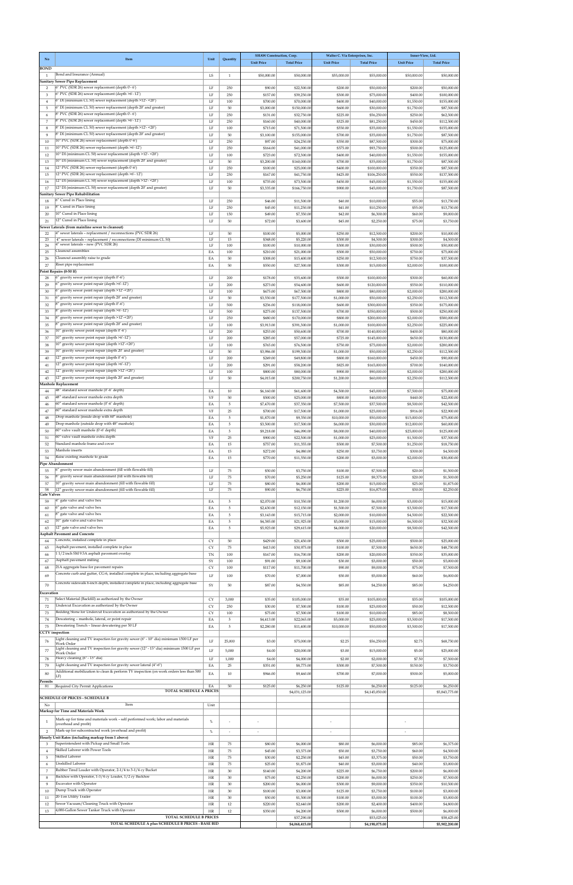| No | Item | Unit | Quantity | SHAW Construction, Corp. | | Walter C. Via Enterprises, Inc. | | Inner-View, Ltd. | |
|---|---|---|---|---|---|---|---|---|---|
| | | | | Unit Price | Total Price | Unit Price | Total Price | Unit Price | Total Price |
| **BOND** | | | | | | | | | |
| 1 | Bond and Insurance (Annual) | LS | 1 | $50,000.00 | $50,000.00 | $55,000.00 | $55,000.00 | $50,000.00 | $50,000.00 |
| **Sanitary Sewer Pipe Replacement** | | | | | | | | | |
| 2 | 6" PVC (SDR 26) sewer replacement (depth 0'-6') | LF | 250 | $90.00 | $22,500.00 | $200.00 | $50,000.00 | $200.00 | $50,000.00 |
| 3 | 6" PVC (SDR 26) sewer replacement (depth >6'-12') | LF | 250 | $157.00 | $39,250.00 | $300.00 | $75,000.00 | $400.00 | $100,000.00 |
| 4 | 6" DI (minimum CL 50) sewer replacement (depth >12'-<20') | LF | 100 | $700.00 | $70,000.00 | $400.00 | $40,000.00 | $1,550.00 | $155,000.00 |
| 5 | 6" DI (minimum CL 50) sewer replacement (depth 20' and greater) | LF | 50 | $3,000.00 | $150,000.00 | $600.00 | $30,000.00 | $1,750.00 | $87,500.00 |
| 6 | 8" PVC (SDR 26) sewer replacement (depth 0'-6') | LF | 250 | $131.00 | $32,750.00 | $225.00 | $56,250.00 | $250.00 | $62,500.00 |
| 7 | 8" PVC (SDR 26) sewer replacement (depth >6'-12') | LF | 250 | $160.00 | $40,000.00 | $325.00 | $81,250.00 | $450.00 | $112,500.00 |
| 8 | 8" DI (minimum CL 50) sewer replacement (depth >12'-<20') | LF | 100 | $715.00 | $71,500.00 | $350.00 | $35,000.00 | $1,550.00 | $155,000.00 |
| 9 | 8" DI (minimum CL 50) sewer replacement (depth 20' and greater) | LF | 50 | $3,100.00 | $155,000.00 | $700.00 | $35,000.00 | $1,750.00 | $87,500.00 |
| 10 | 10" PVC (SDR 26) sewer replacement (depth 0'-6') | LF | 250 | $97.00 | $24,250.00 | $350.00 | $87,500.00 | $300.00 | $75,000.00 |
| 11 | 10" PVC (SDR 26) sewer replacement (depth >6'-12') | LF | 250 | $164.00 | $41,000.00 | $375.00 | $93,750.00 | $500.00 | $125,000.00 |
| 12 | 10" DI (minimum CL 50) sewer replacement (depth >12'-<20') | LF | 100 | $723.00 | $72,300.00 | $400.00 | $40,000.00 | $1,550.00 | $155,000.00 |
| 13 | 10" DI (minimum CL 50) sewer replacement (depth 20' and greater) | LF | 50 | $3,200.00 | $160,000.00 | $700.00 | $35,000.00 | $1,750.00 | $87,500.00 |
| 14 | 12" PVC (SDR 26) sewer replacement (depth 0'-6') | LF | 250 | $100.00 | $25,000.00 | $400.00 | $100,000.00 | $350.00 | $87,500.00 |
| 15 | 12" PVC (SDR 26) sewer replacement (depth >6'-12') | LF | 250 | $167.00 | $41,750.00 | $425.00 | $106,250.00 | $550.00 | $137,500.00 |
| 16 | 12" DI (minimum CL 50) sewer replacement (depth >12'-<20') | LF | 100 | $735.00 | $73,500.00 | $450.00 | $45,000.00 | $1,550.00 | $155,000.00 |
| 17 | 12" DI (minimum CL 50) sewer replacement (depth 20' and greater) | LF | 50 | $3,335.00 | $166,750.00 | $900.00 | $45,000.00 | $1,750.00 | $87,500.00 |
| **Sanitary Sewer Pipe Rehabilitation** | | | | | | | | | |
| 18 | 6" Cured in Place lining | LF | 250 | $46.00 | $11,500.00 | $40.00 | $10,000.00 | $55.00 | $13,750.00 |
| 19 | 8" Cured in Place lining | LF | 250 | $45.00 | $11,250.00 | $41.00 | $10,250.00 | $55.00 | $13,750.00 |
| 20 | 10" Cured in Place lining | LF | 150 | $49.00 | $7,350.00 | $42.00 | $6,300.00 | $60.00 | $9,000.00 |
| 21 | 12" Cured in Place lining | LF | 50 | $72.00 | $3,600.00 | $45.00 | $2,250.00 | $75.00 | $3,750.00 |
| **Sewer Laterals (from mainline sewer to cleanout)** | | | | | | | | | |
| 22 | 4" sewer laterals – replacement / reconnections (PVC SDR 26) | LF | 50 | $100.00 | $5,000.00 | $250.00 | $12,500.00 | $200.00 | $10,000.00 |
| 23 | 4" sewer laterals – replacement / reconnections (DI minimum CL 50) | LF | 15 | $348.00 | $5,220.00 | $300.00 | $4,500.00 | $300.00 | $4,500.00 |
| 24 | 4" sewer laterals – new (PVC SDR 26) | LF | 100 | $100.00 | $10,000.00 | $300.00 | $30,000.00 | $500.00 | $50,000.00 |
| 25 | Cleanout assemblies | EA | 100 | $210.00 | $21,000.00 | $500.00 | $50,000.00 | $750.00 | $75,000.00 |
| 26 | Cleanout assembly raise to grade | EA | 50 | $308.00 | $15,400.00 | $250.00 | $12,500.00 | $750.00 | $37,500.00 |
| 27 | Riser pipe replacement | EA | 50 | $550.00 | $27,500.00 | $300.00 | $15,000.00 | $2,000.00 | $100,000.00 |
| **Point Repairs (0-50 lf)** | | | | | | | | | |
| 28 | 6" gravity sewer point repair (depth 0'-6') | LF | 200 | $178.00 | $35,600.00 | $500.00 | $100,000.00 | $300.00 | $60,000.00 |
| 29 | 6" gravity sewer point repair (depth >6'-12') | LF | 200 | $273.00 | $54,600.00 | $600.00 | $120,000.00 | $550.00 | $110,000.00 |
| 30 | 6" gravity sewer point repair (depth >12'-<20') | LF | 100 | $675.00 | $67,500.00 | $800.00 | $80,000.00 | $2,000.00 | $200,000.00 |
| 31 | 6" gravity sewer point repair (depth 20' and greater) | LF | 50 | $3,550.00 | $177,500.00 | $1,000.00 | $50,000.00 | $2,250.00 | $112,500.00 |
| 32 | 8" gravity sewer point repair (depth 0'-6') | LF | 500 | $236.00 | $118,000.00 | $600.00 | $300,000.00 | $350.00 | $175,000.00 |
| 33 | 8" gravity sewer point repair (depth >6'-12') | LF | 500 | $275.00 | $137,500.00 | $700.00 | $350,000.00 | $500.00 | $250,000.00 |
| 34 | 8" gravity sewer point repair (depth >12'-<20') | LF | 250 | $680.00 | $170,000.00 | $800.00 | $200,000.00 | $2,000.00 | $500,000.00 |
| 35 | 8" gravity sewer point repair (depth 20' and greater) | LF | 100 | $3,913.00 | $391,300.00 | $1,000.00 | $100,000.00 | $2,250.00 | $225,000.00 |
| 36 | 10" gravity sewer point repair (depth 0'-6') | LF | 200 | $253.00 | $50,600.00 | $700.00 | $140,000.00 | $400.00 | $80,000.00 |
| 37 | 10" gravity sewer point repair (depth >6'-12') | LF | 200 | $285.00 | $57,000.00 | $725.00 | $145,000.00 | $650.00 | $130,000.00 |
| 38 | 10" gravity sewer point repair (depth >12'-<20') | LF | 100 | $765.00 | $76,500.00 | $750.00 | $75,000.00 | $2,000.00 | $200,000.00 |
| 39 | 10" gravity sewer point repair (depth 20' and greater) | LF | 50 | $3,986.00 | $199,300.00 | $1,000.00 | $50,000.00 | $2,250.00 | $112,500.00 |
| 40 | 12" gravity sewer point repair (depth 0'-6') | LF | 200 | $249.00 | $49,800.00 | $800.00 | $160,000.00 | $450.00 | $90,000.00 |
| 41 | 12" gravity sewer point repair (depth >6'-12') | LF | 200 | $291.00 | $58,200.00 | $825.00 | $165,000.00 | $700.00 | $140,000.00 |
| 42 | 12" gravity sewer point repair (depth >12'-<20') | LF | 100 | $800.00 | $80,000.00 | $900.00 | $90,000.00 | $2,000.00 | $200,000.00 |
| 43 | 12" gravity sewer point repair (depth 20' and greater) | LF | 50 | $4,015.00 | $200,750.00 | $1,200.00 | $60,000.00 | $2,250.00 | $112,500.00 |
| **Manhole Replacement** | | | | | | | | | |
| 44 | 48" standard sewer manhole (0'-6' depth) | EA | 10 | $6,160.00 | $61,600.00 | $4,500.00 | $45,000.00 | $7,500.00 | $75,000.00 |
| 45 | 48" standard sewer manhole extra depth | VF | 50 | $500.00 | $25,000.00 | $800.00 | $40,000.00 | $440.00 | $22,000.00 |
| 46 | 60" standard sewer manhole (0'-6' depth) | EA | 5 | $7,470.00 | $37,350.00 | $7,500.00 | $37,500.00 | $8,500.00 | $42,500.00 |
| 47 | 60" standard sewer manhole extra depth | VF | 25 | $700.00 | $17,500.00 | $1,000.00 | $25,000.00 | $916.00 | $22,900.00 |
| 48 | Drop manhole (inside drop with 60" manhole) | EA | 5 | $1,870.00 | $9,350.00 | $10,000.00 | $50,000.00 | $15,000.00 | $75,000.00 |
| 49 | Drop manhole (outside drop with 48" manhole) | EA | 5 | $3,500.00 | $17,500.00 | $6,000.00 | $30,000.00 | $12,000.00 | $60,000.00 |
| 50 | 60" valve vault manhole (0'-6' depth) | EA | 5 | $9,218.00 | $46,090.00 | $8,000.00 | $40,000.00 | $25,000.00 | $125,000.00 |
| 51 | 60" valve vault manhole extra depth | VF | 25 | $900.00 | $22,500.00 | $1,000.00 | $25,000.00 | $1,500.00 | $37,500.00 |
| 52 | Standard manhole frame and cover | EA | 15 | $757.00 | $11,355.00 | $500.00 | $7,500.00 | $1,250.00 | $18,750.00 |
| 53 | Manhole inserts | EA | 15 | $272.00 | $4,080.00 | $250.00 | $3,750.00 | $300.00 | $4,500.00 |
| 54 | Raise existing manhole to grade | EA | 15 | $770.00 | $11,550.00 | $200.00 | $3,000.00 | $2,000.00 | $30,000.00 |
| **Pipe Abandonment** | | | | | | | | | |
| 55 | 6" gravity sewer main abandonment (fill with flowable fill) | LF | 75 | $50.00 | $3,750.00 | $100.00 | $7,500.00 | $20.00 | $1,500.00 |
| 56 | 8" gravity sewer main abandonment (fill with flowable fill) | LF | 75 | $70.00 | $5,250.00 | $125.00 | $9,375.00 | $20.00 | $1,500.00 |
| 57 | 10" gravity sewer main abandonment (fill with flowable fill) | LF | 75 | $80.00 | $6,000.00 | $200.00 | $15,000.00 | $25.00 | $1,875.00 |
| 58 | 12" gravity sewer main abandonment (fill with flowable fill) | LF | 75 | $90.00 | $6,750.00 | $225.00 | $16,875.00 | $30.00 | $2,250.00 |
| **Gate Valves** | | | | | | | | | |
| 59 | 4" gate valve and valve box | EA | 5 | $2,070.00 | $10,350.00 | $1,200.00 | $6,000.00 | $3,000.00 | $15,000.00 |
| 60 | 6" gate valve and valve box | EA | 5 | $2,430.00 | $12,150.00 | $1,500.00 | $7,500.00 | $3,500.00 | $17,500.00 |
| 61 | 8" gate valve and valve box | EA | 5 | $3,143.00 | $15,715.00 | $2,000.00 | $10,000.00 | $4,500.00 | $22,500.00 |
| 62 | 10" gate valve and valve box | EA | 5 | $4,385.00 | $21,925.00 | $3,000.00 | $15,000.00 | $6,500.00 | $32,500.00 |
| 63 | 12" gate valve and valve box | EA | 5 | $5,923.00 | $29,615.00 | $4,000.00 | $20,000.00 | $8,500.00 | $42,500.00 |
| **Asphalt Pavement and Concrete** | | | | | | | | | |
| 64 | Concrete, installed complete in place | CY | 50 | $429.00 | $21,450.00 | $500.00 | $25,000.00 | $500.00 | $25,000.00 |
| 65 | Asphalt pavement, installed complete in place | CY | 75 | $413.00 | $30,975.00 | $100.00 | $7,500.00 | $650.00 | $48,750.00 |
| 66 | 1 1/2 inch SM 9.5A asphalt pavement overlay | TN | 100 | $167.00 | $16,700.00 | $200.00 | $20,000.00 | $350.00 | $35,000.00 |
| 67 | Asphalt pavement milling | SY | 100 | $91.00 | $9,100.00 | $30.00 | $3,000.00 | $50.00 | $5,000.00 |
| 68 | 21A aggregate base for pavement repairs | CY | 100 | $117.00 | $11,700.00 | $90.00 | $9,000.00 | $75.00 | $7,500.00 |
| 69 | Concrete curb and gutter, CG-6, installed complete in place, including aggregate base | LF | 100 | $70.00 | $7,000.00 | $50.00 | $5,000.00 | $60.00 | $6,000.00 |
| 70 | Concrete sidewalk 6-inch depth, installed complete in place, including aggregate base | SY | 50 | $87.00 | $4,350.00 | $85.00 | $4,250.00 | $85.00 | $4,250.00 |
| **Excavation** | | | | | | | | | |
| 71 | Select Material (Backfill) as authorized by the Owner | CY | 3,000 | $35.00 | $105,000.00 | $35.00 | $105,000.00 | $35.00 | $105,000.00 |
| 72 | Undercut Excavation as authorized by the Owner | CY | 250 | $30.00 | $7,500.00 | $100.00 | $25,000.00 | $50.00 | $12,500.00 |
| 73 | Bedding Stone for Undercut Excavation as authorized by the Owner | CY | 100 | $75.00 | $7,500.00 | $100.00 | $10,000.00 | $85.00 | $8,500.00 |
| 74 | Dewatering – manhole, lateral, or point repair | EA | 5 | $4,413.00 | $22,065.00 | $5,000.00 | $25,000.00 | $3,500.00 | $17,500.00 |
| 75 | Dewatering Trench – linear dewatering per 50 LF | EA | 5 | $2,280.00 | $11,400.00 | $10,000.00 | $50,000.00 | $3,500.00 | $17,500.00 |
| **CCTV inspection** | | | | | | | | | |
| 76 | Light cleaning and TV inspection for gravity sewer (6" - 10" dia) minimum 1500 LF per Work Order | LF | 25,000 | $3.00 | $75,000.00 | $2.25 | $56,250.00 | $2.75 | $68,750.00 |
| 77 | Light cleaning and TV inspection for gravity sewer (12" - 15" dia) minimum 1500 LF per Work Order | LF | 5,000 | $4.00 | $20,000.00 | $3.00 | $15,000.00 | $5.00 | $25,000.00 |
| 78 | Heavy cleaning (6" - 15" dia) | LF | 1,000 | $4.00 | $4,000.00 | $2.00 | $2,000.00 | $7.50 | $7,500.00 |
| 79 | Light cleaning and TV inspection for gravity sewer lateral (4"-6") | EA | 25 | $351.00 | $8,775.00 | $300.00 | $7,500.00 | $150.00 | $3,750.00 |
| 80 | Additional mobilization to clean & perform TV inspection (on work orders less than 500 LF) | EA | 10 | $946.00 | $9,460.00 | $700.00 | $7,000.00 | $500.00 | $5,000.00 |
| **Permits** | | | | | | | | | |
| 81 | Required City Permit Applications | EA | 50 | $125.00 | $6,250.00 | $125.00 | $6,250.00 | $125.00 | $6,250.00 |
| | **TOTAL SCHEDULE A PRICES** | | | | $4,031,125.00 | | $4,145,050.00 | | $5,843,775.00 |
| **SCHEDULE OF PRICES - SCHEDULE B** | | | | | | | | | |
| No | Item | Unit | | | | | | | |
| **Markup for Time and Materials Work** | | | | | | | | | |
| 1 | Mark-up for time and materials work - self performed work; labor and materials (overhead and profit) | % | - | - | | - | | - | |
| 2 | Mark-up for subcontracted work (overhead and profit) | % | - | - | | - | | - | |
| **Hourly Unit Rates (including markup from 1 above)** | | | | | | | | | |
| 3 | Superintendent with Pickup and Small Tools | HR | 75 | $80.00 | $6,000.00 | $80.00 | $6,000.00 | $85.00 | $6,375.00 |
| 4 | Skilled Laborer with Power Tools | HR | 75 | $45.00 | $3,375.00 | $50.00 | $3,750.00 | $60.00 | $4,500.00 |
| 5 | Skilled Laborer | HR | 75 | $30.00 | $2,250.00 | $45.00 | $3,375.00 | $50.00 | $3,750.00 |
| 6 | Unskilled Laborer | HR | 75 | $25.00 | $1,875.00 | $40.00 | $3,000.00 | $40.00 | $3,000.00 |
| 7 | Rubber Tired Loader with Operator, 2-1/4 to 3-1/4 cy Bucket | HR | 30 | $140.00 | $4,200.00 | $225.00 | $6,750.00 | $200.00 | $6,000.00 |
| 8 | Backhoe with Operator, 1-3/4 cy Loader, 1/2 cy Backhoe | HR | 30 | $75.00 | $2,250.00 | $200.00 | $6,000.00 | $250.00 | $7,500.00 |
| 9 | Excavator with Operator | HR | 30 | $200.00 | $6,000.00 | $300.00 | $9,000.00 | $350.00 | $10,500.00 |
| 10 | Dump Truck with Operator | HR | 30 | $100.00 | $3,000.00 | $125.00 | $3,750.00 | $100.00 | $3,000.00 |
| 11 | 20-Ton Utility Trailer | HR | 30 | $50.00 | $1,500.00 | $100.00 | $3,000.00 | $100.00 | $3,000.00 |
| 12 | Sewer Vacuum/Cleaning Truck with Operator | HR | 12 | $220.00 | $2,640.00 | $200.00 | $2,400.00 | $400.00 | $4,800.00 |
| 13 | 4,000-Gallon Sewer Tanker Truck with Operator | HR | 12 | $350.00 | $4,200.00 | $500.00 | $6,000.00 | $500.00 | $6,000.00 |
| | **TOTAL SCHEDULE B PRICES** | | | | $37,290.00 | | $53,025.00 | | $58,425.00 |
| | **TOTAL SCHEDULE A plus SCHEDULE B PRICES - BASE BID** | | | | $4,068,415.00 | | $4,198,075.00 | | $5,902,200.00 |